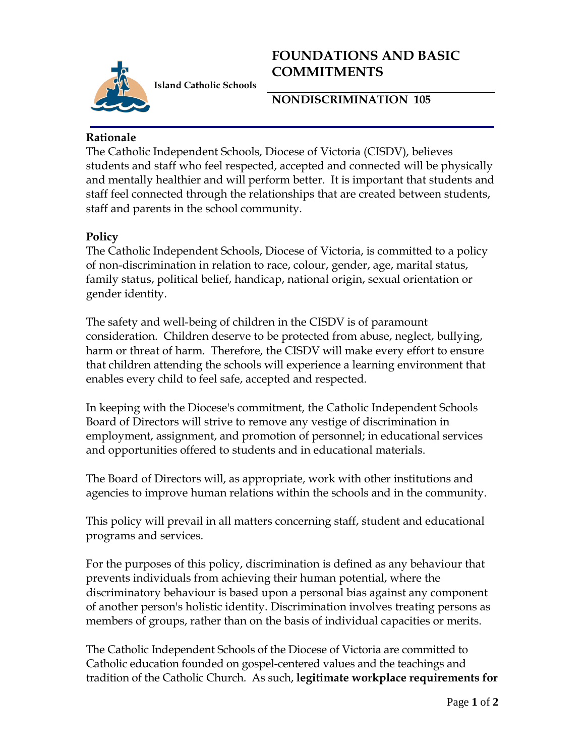Island Catholic Schools

# FOUNDATIONS AND BASIC COMMITMENTS

## NONDISCRIMINATION 105

**Rationale**

The Catholic Independent Schools, Diocese of Victoria (CISDV), believes students and staff who feel respected, accepted and connected will be physically and mentally healthier and will perform better. It is important that students and staff feel connected through the relationships that are created between students, staff and parents in the school community.

**Policy**

The Catholic Independent Schools, Diocese of Victoria, is committed to a policy of non-discrimination in relation to race, colour, gender, age, marital status, family status, political belief, handicap, national origin, sexual orientation or gender identity.

The safety and well-being of children in the CISDV is of paramount consideration. Children deserve to be protected from abuse, neglect, bullying, harm or threat of harm. Therefore, the CISDV will make every effort to ensure that children attending the schools will experience a learning environment that enables every child to feel safe, accepted and respected.

In keeping with the Diocese's commitment, the Catholic Independent Schools Board of Directors will strive to remove any vestige of discrimination in employment, assignment, and promotion of personnel; in educational services and opportunities offered to students and in educational materials.

The Board of Directors will, as appropriate, work with other institutions and agencies to improve human relations within the schools and in the community.

This policy will prevail in all matters concerning staff, student and educational programs and services.

For the purposes of this policy, discrimination is defined as any behaviour that prevents individuals from achieving their human potential, where the discriminatory behaviour is based upon a personal bias against any component of another person's holistic identity. Discrimination involves treating persons as members of groups, rather than on the basis of individual capacities or merits.

The Catholic Independent Schools of the Diocese of Victoria are committed to Catholic education founded on gospel-centered values and the teachings and tradition of the Catholic Church. As such, **legitimate workplace requirements for**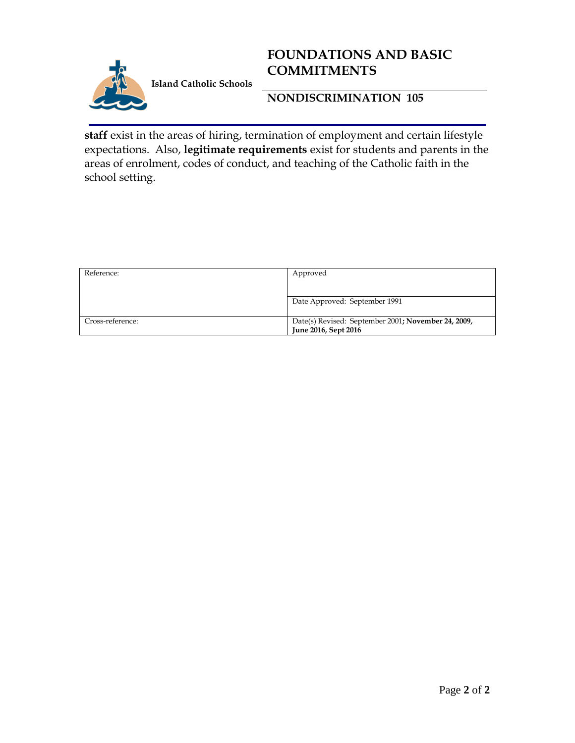**staff** exist in the areas of hiring, termination of employment and certain lifestyle expectations. Also, **legitimate requirements** exist for students and parents in the areas of enrolment, codes of conduct, and teaching of the Catholic faith in the school setting.

| | |
|---|---|
| Reference: | Approved |
| | Date Approved: September 1991 |
| Cross-reference: | Date(s) Revised: September 2001**; November 24, 2009, June 2016, Sept 2016** |